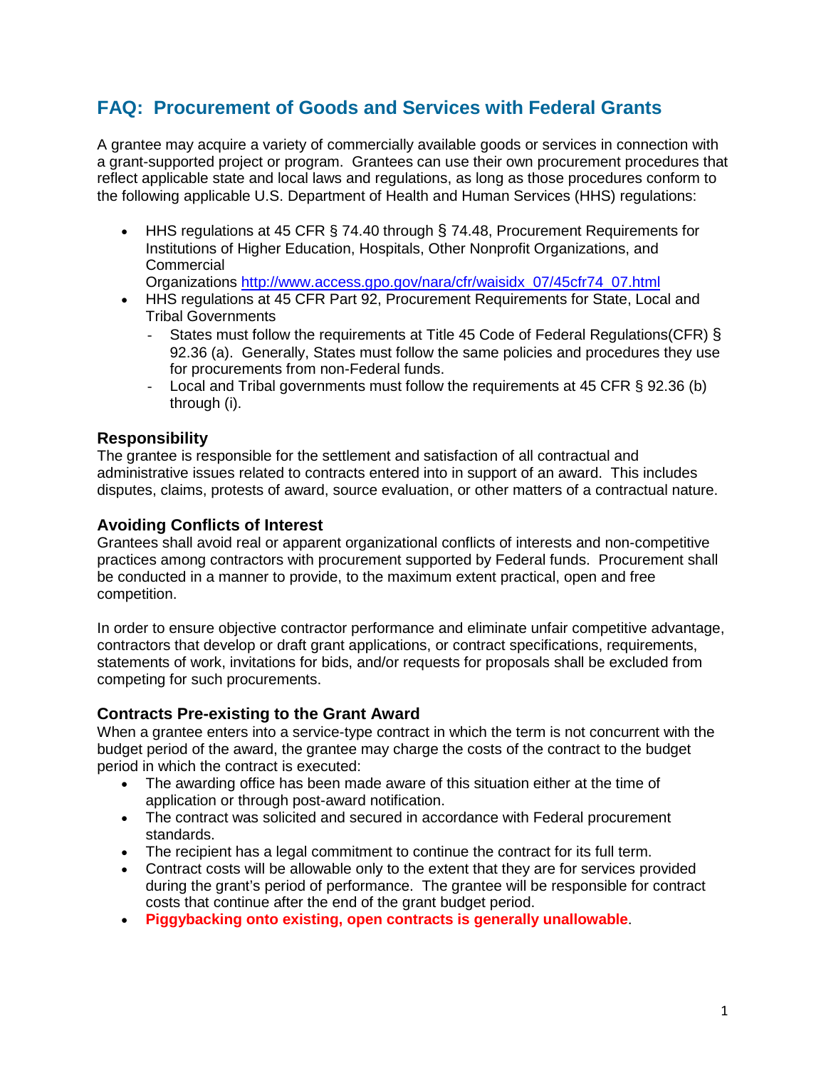# FAQ: Procurement of Goods and Services with Federal Grants

A grantee may acquire a variety of commercially available goods or services in connection with a grant-supported project or program. Grantees can use their own procurement procedures that reflect applicable state and local laws and regulations, as long as those procedures conform to the following applicable U.S. Department of Health and Human Services (HHS) regulations:

- HHS regulations at 45 CFR § 74.40 through § 74.48, Procurement Requirements for Institutions of Higher Education, Hospitals, Other Nonprofit Organizations, and Commercial Organizations [http://www.access.gpo.gov/nara/cfr/waisidx_07/45cfr74_07.html](http://www.access.gpo.gov/nara/cfr/waisidx_07/45cfr74_07.html)
- HHS regulations at 45 CFR Part 92, Procurement Requirements for State, Local and Tribal Governments
  - States must follow the requirements at Title 45 Code of Federal Regulations(CFR) § 92.36 (a). Generally, States must follow the same policies and procedures they use for procurements from non-Federal funds.
  - Local and Tribal governments must follow the requirements at 45 CFR § 92.36 (b) through (i).

### Responsibility

The grantee is responsible for the settlement and satisfaction of all contractual and administrative issues related to contracts entered into in support of an award. This includes disputes, claims, protests of award, source evaluation, or other matters of a contractual nature.

### Avoiding Conflicts of Interest

Grantees shall avoid real or apparent organizational conflicts of interests and non-competitive practices among contractors with procurement supported by Federal funds. Procurement shall be conducted in a manner to provide, to the maximum extent practical, open and free competition.

In order to ensure objective contractor performance and eliminate unfair competitive advantage, contractors that develop or draft grant applications, or contract specifications, requirements, statements of work, invitations for bids, and/or requests for proposals shall be excluded from competing for such procurements.

### Contracts Pre-existing to the Grant Award

When a grantee enters into a service-type contract in which the term is not concurrent with the budget period of the award, the grantee may charge the costs of the contract to the budget period in which the contract is executed:

- The awarding office has been made aware of this situation either at the time of application or through post-award notification.
- The contract was solicited and secured in accordance with Federal procurement standards.
- The recipient has a legal commitment to continue the contract for its full term.
- Contract costs will be allowable only to the extent that they are for services provided during the grant's period of performance. The grantee will be responsible for contract costs that continue after the end of the grant budget period.
- **Piggybacking onto existing, open contracts is generally unallowable**.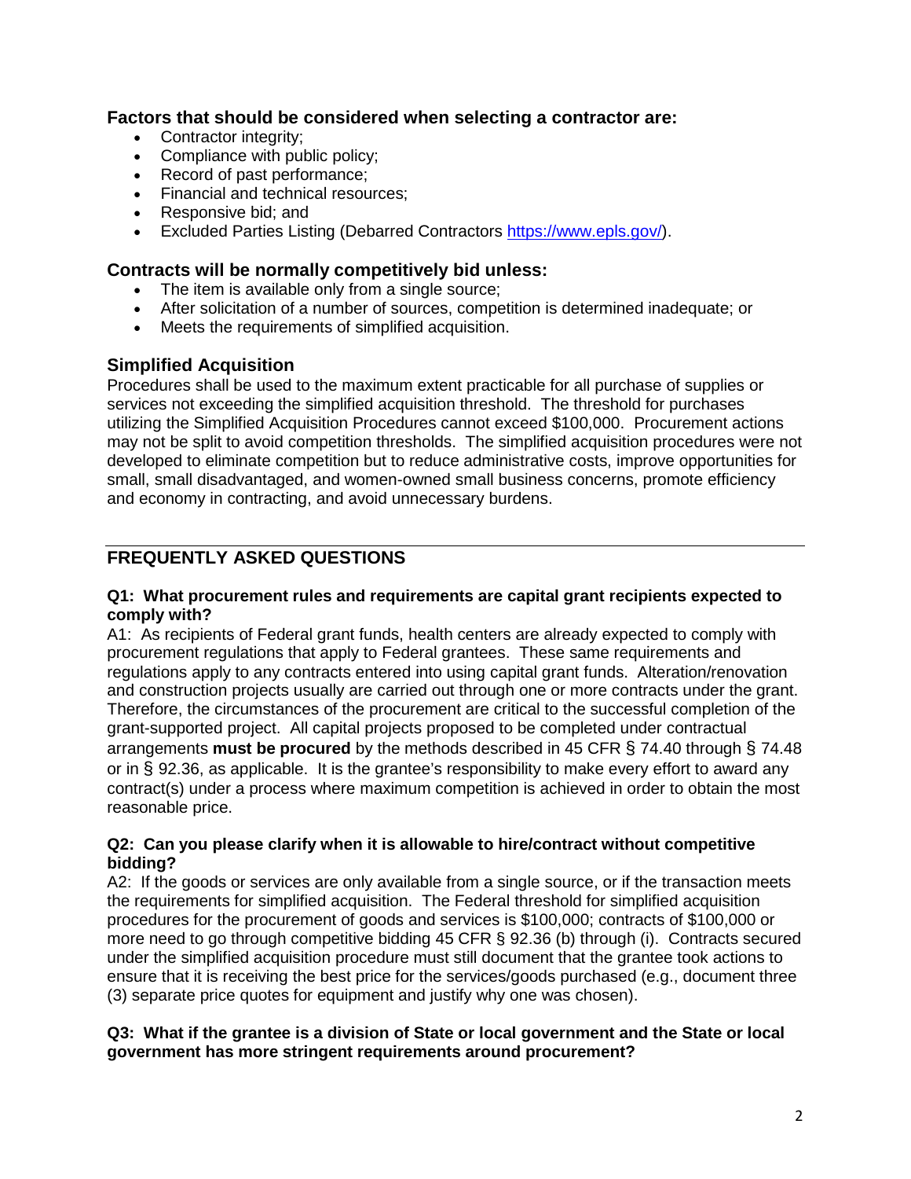### Factors that should be considered when selecting a contractor are:

- Contractor integrity;
- Compliance with public policy;
- Record of past performance;
- Financial and technical resources;
- Responsive bid; and
- Excluded Parties Listing (Debarred Contractors https://www.epls.gov/).

### Contracts will be normally competitively bid unless:

- The item is available only from a single source;
- After solicitation of a number of sources, competition is determined inadequate; or
- Meets the requirements of simplified acquisition.

### Simplified Acquisition

Procedures shall be used to the maximum extent practicable for all purchase of supplies or services not exceeding the simplified acquisition threshold. The threshold for purchases utilizing the Simplified Acquisition Procedures cannot exceed $100,000. Procurement actions may not be split to avoid competition thresholds. The simplified acquisition procedures were not developed to eliminate competition but to reduce administrative costs, improve opportunities for small, small disadvantaged, and women-owned small business concerns, promote efficiency and economy in contracting, and avoid unnecessary burdens.

---

## FREQUENTLY ASKED QUESTIONS

**Q1: What procurement rules and requirements are capital grant recipients expected to comply with?**

A1: As recipients of Federal grant funds, health centers are already expected to comply with procurement regulations that apply to Federal grantees. These same requirements and regulations apply to any contracts entered into using capital grant funds. Alteration/renovation and construction projects usually are carried out through one or more contracts under the grant. Therefore, the circumstances of the procurement are critical to the successful completion of the grant-supported project. All capital projects proposed to be completed under contractual arrangements **must be procured** by the methods described in 45 CFR § 74.40 through § 74.48 or in § 92.36, as applicable. It is the grantee's responsibility to make every effort to award any contract(s) under a process where maximum competition is achieved in order to obtain the most reasonable price.

**Q2: Can you please clarify when it is allowable to hire/contract without competitive bidding?**

A2: If the goods or services are only available from a single source, or if the transaction meets the requirements for simplified acquisition. The Federal threshold for simplified acquisition procedures for the procurement of goods and services is $100,000; contracts of $100,000 or more need to go through competitive bidding 45 CFR § 92.36 (b) through (i). Contracts secured under the simplified acquisition procedure must still document that the grantee took actions to ensure that it is receiving the best price for the services/goods purchased (e.g., document three (3) separate price quotes for equipment and justify why one was chosen).

**Q3: What if the grantee is a division of State or local government and the State or local government has more stringent requirements around procurement?**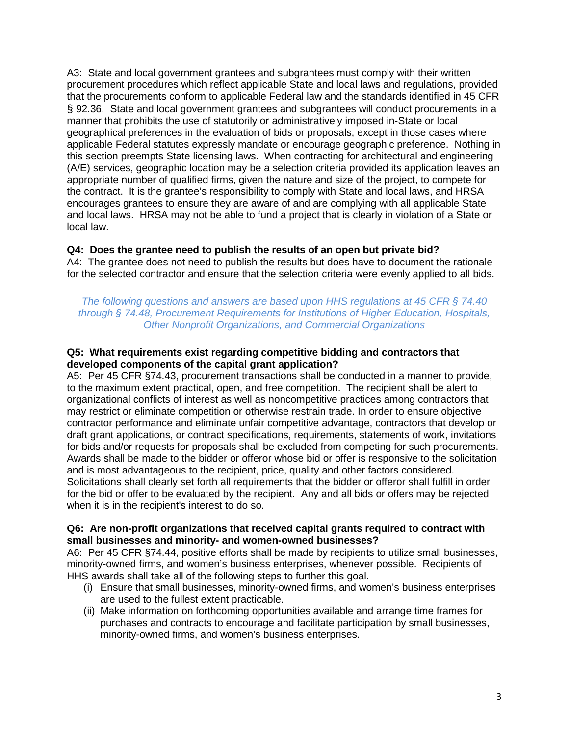A3: State and local government grantees and subgrantees must comply with their written procurement procedures which reflect applicable State and local laws and regulations, provided that the procurements conform to applicable Federal law and the standards identified in 45 CFR § 92.36. State and local government grantees and subgrantees will conduct procurements in a manner that prohibits the use of statutorily or administratively imposed in-State or local geographical preferences in the evaluation of bids or proposals, except in those cases where applicable Federal statutes expressly mandate or encourage geographic preference. Nothing in this section preempts State licensing laws. When contracting for architectural and engineering (A/E) services, geographic location may be a selection criteria provided its application leaves an appropriate number of qualified firms, given the nature and size of the project, to compete for the contract. It is the grantee's responsibility to comply with State and local laws, and HRSA encourages grantees to ensure they are aware of and are complying with all applicable State and local laws. HRSA may not be able to fund a project that is clearly in violation of a State or local law.

**Q4: Does the grantee need to publish the results of an open but private bid?**
A4: The grantee does not need to publish the results but does have to document the rationale for the selected contractor and ensure that the selection criteria were evenly applied to all bids.

---

*The following questions and answers are based upon HHS regulations at 45 CFR § 74.40 through § 74.48, Procurement Requirements for Institutions of Higher Education, Hospitals, Other Nonprofit Organizations, and Commercial Organizations*

---

**Q5: What requirements exist regarding competitive bidding and contractors that developed components of the capital grant application?**
A5: Per 45 CFR §74.43, procurement transactions shall be conducted in a manner to provide, to the maximum extent practical, open, and free competition. The recipient shall be alert to organizational conflicts of interest as well as noncompetitive practices among contractors that may restrict or eliminate competition or otherwise restrain trade. In order to ensure objective contractor performance and eliminate unfair competitive advantage, contractors that develop or draft grant applications, or contract specifications, requirements, statements of work, invitations for bids and/or requests for proposals shall be excluded from competing for such procurements. Awards shall be made to the bidder or offeror whose bid or offer is responsive to the solicitation and is most advantageous to the recipient, price, quality and other factors considered. Solicitations shall clearly set forth all requirements that the bidder or offeror shall fulfill in order for the bid or offer to be evaluated by the recipient. Any and all bids or offers may be rejected when it is in the recipient's interest to do so.

**Q6: Are non-profit organizations that received capital grants required to contract with small businesses and minority- and women-owned businesses?**
A6: Per 45 CFR §74.44, positive efforts shall be made by recipients to utilize small businesses, minority-owned firms, and women's business enterprises, whenever possible. Recipients of HHS awards shall take all of the following steps to further this goal.

(i) Ensure that small businesses, minority-owned firms, and women's business enterprises are used to the fullest extent practicable.

(ii) Make information on forthcoming opportunities available and arrange time frames for purchases and contracts to encourage and facilitate participation by small businesses, minority-owned firms, and women's business enterprises.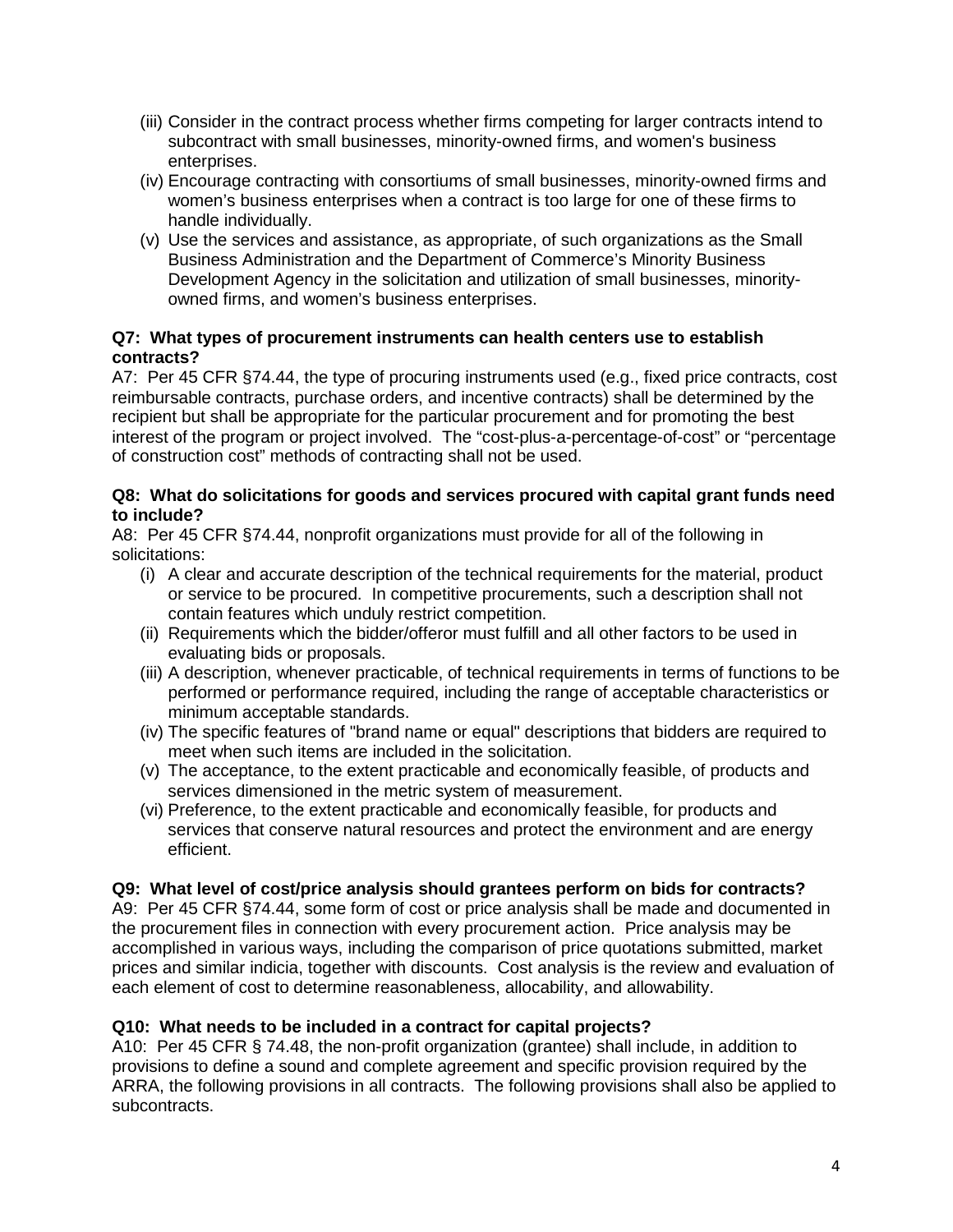(iii) Consider in the contract process whether firms competing for larger contracts intend to subcontract with small businesses, minority-owned firms, and women's business enterprises.

(iv) Encourage contracting with consortiums of small businesses, minority-owned firms and women's business enterprises when a contract is too large for one of these firms to handle individually.

(v) Use the services and assistance, as appropriate, of such organizations as the Small Business Administration and the Department of Commerce's Minority Business Development Agency in the solicitation and utilization of small businesses, minority-owned firms, and women's business enterprises.

**Q7: What types of procurement instruments can health centers use to establish contracts?**

A7: Per 45 CFR §74.44, the type of procuring instruments used (e.g., fixed price contracts, cost reimbursable contracts, purchase orders, and incentive contracts) shall be determined by the recipient but shall be appropriate for the particular procurement and for promoting the best interest of the program or project involved. The "cost-plus-a-percentage-of-cost" or "percentage of construction cost" methods of contracting shall not be used.

**Q8: What do solicitations for goods and services procured with capital grant funds need to include?**

A8: Per 45 CFR §74.44, nonprofit organizations must provide for all of the following in solicitations:

(i) A clear and accurate description of the technical requirements for the material, product or service to be procured. In competitive procurements, such a description shall not contain features which unduly restrict competition.

(ii) Requirements which the bidder/offeror must fulfill and all other factors to be used in evaluating bids or proposals.

(iii) A description, whenever practicable, of technical requirements in terms of functions to be performed or performance required, including the range of acceptable characteristics or minimum acceptable standards.

(iv) The specific features of "brand name or equal" descriptions that bidders are required to meet when such items are included in the solicitation.

(v) The acceptance, to the extent practicable and economically feasible, of products and services dimensioned in the metric system of measurement.

(vi) Preference, to the extent practicable and economically feasible, for products and services that conserve natural resources and protect the environment and are energy efficient.

**Q9: What level of cost/price analysis should grantees perform on bids for contracts?**

A9: Per 45 CFR §74.44, some form of cost or price analysis shall be made and documented in the procurement files in connection with every procurement action. Price analysis may be accomplished in various ways, including the comparison of price quotations submitted, market prices and similar indicia, together with discounts. Cost analysis is the review and evaluation of each element of cost to determine reasonableness, allocability, and allowability.

**Q10: What needs to be included in a contract for capital projects?**

A10: Per 45 CFR § 74.48, the non-profit organization (grantee) shall include, in addition to provisions to define a sound and complete agreement and specific provision required by the ARRA, the following provisions in all contracts. The following provisions shall also be applied to subcontracts.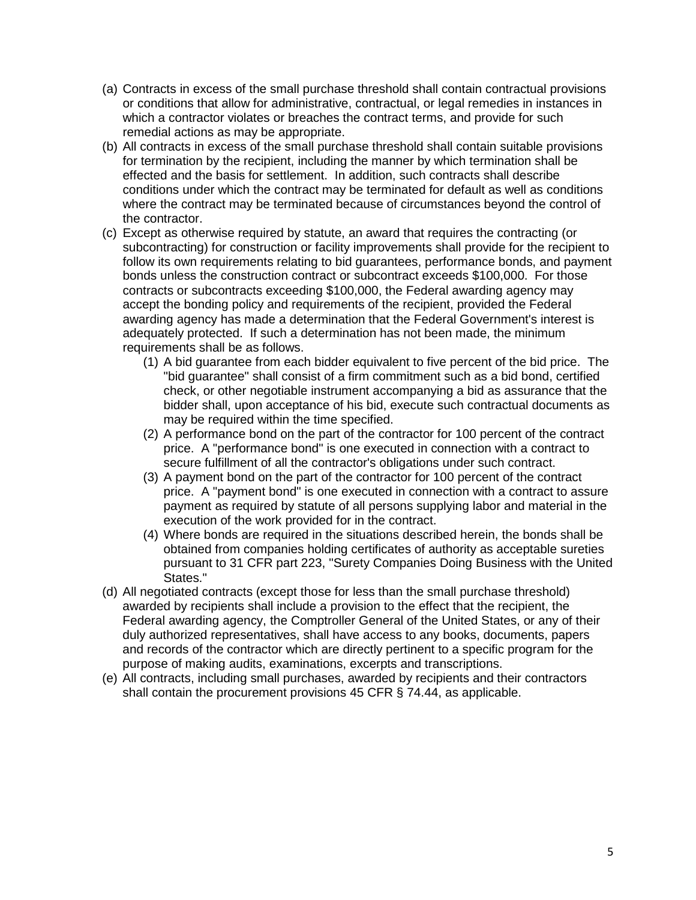(a) Contracts in excess of the small purchase threshold shall contain contractual provisions or conditions that allow for administrative, contractual, or legal remedies in instances in which a contractor violates or breaches the contract terms, and provide for such remedial actions as may be appropriate.

(b) All contracts in excess of the small purchase threshold shall contain suitable provisions for termination by the recipient, including the manner by which termination shall be effected and the basis for settlement. In addition, such contracts shall describe conditions under which the contract may be terminated for default as well as conditions where the contract may be terminated because of circumstances beyond the control of the contractor.

(c) Except as otherwise required by statute, an award that requires the contracting (or subcontracting) for construction or facility improvements shall provide for the recipient to follow its own requirements relating to bid guarantees, performance bonds, and payment bonds unless the construction contract or subcontract exceeds $100,000. For those contracts or subcontracts exceeding $100,000, the Federal awarding agency may accept the bonding policy and requirements of the recipient, provided the Federal awarding agency has made a determination that the Federal Government's interest is adequately protected. If such a determination has not been made, the minimum requirements shall be as follows.

   (1) A bid guarantee from each bidder equivalent to five percent of the bid price. The "bid guarantee" shall consist of a firm commitment such as a bid bond, certified check, or other negotiable instrument accompanying a bid as assurance that the bidder shall, upon acceptance of his bid, execute such contractual documents as may be required within the time specified.

   (2) A performance bond on the part of the contractor for 100 percent of the contract price. A "performance bond" is one executed in connection with a contract to secure fulfillment of all the contractor's obligations under such contract.

   (3) A payment bond on the part of the contractor for 100 percent of the contract price. A "payment bond" is one executed in connection with a contract to assure payment as required by statute of all persons supplying labor and material in the execution of the work provided for in the contract.

   (4) Where bonds are required in the situations described herein, the bonds shall be obtained from companies holding certificates of authority as acceptable sureties pursuant to 31 CFR part 223, "Surety Companies Doing Business with the United States."

(d) All negotiated contracts (except those for less than the small purchase threshold) awarded by recipients shall include a provision to the effect that the recipient, the Federal awarding agency, the Comptroller General of the United States, or any of their duly authorized representatives, shall have access to any books, documents, papers and records of the contractor which are directly pertinent to a specific program for the purpose of making audits, examinations, excerpts and transcriptions.

(e) All contracts, including small purchases, awarded by recipients and their contractors shall contain the procurement provisions 45 CFR § 74.44, as applicable.